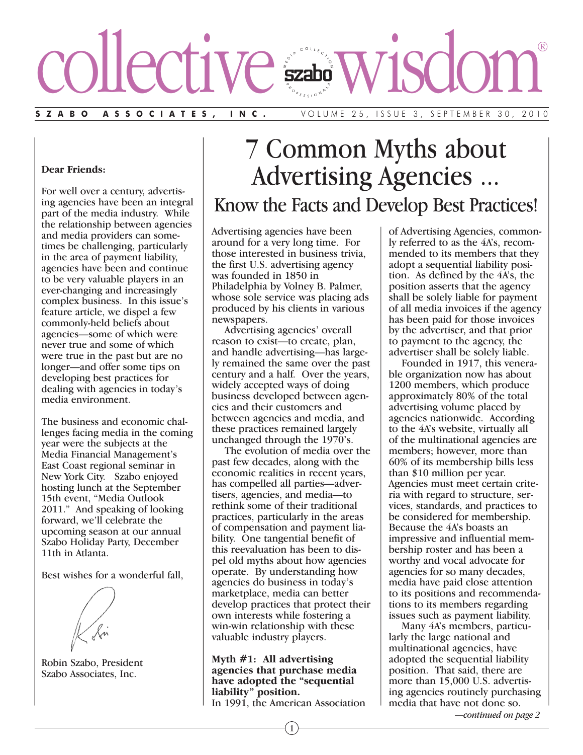# collective wisdom®

**SZABO ASSOCIATES, INC.** VOLUME 25, ISSUE 3, SEPTEMBER 30, 2010

**Dear Friends:**

For well over a century, advertising agencies have been an integral part of the media industry. While the relationship between agencies and media providers can sometimes be challenging, particularly in the area of payment liability, agencies have been and continue to be very valuable players in an ever-changing and increasingly complex business. In this issue's feature article, we dispel a few commonly-held beliefs about agencies—some of which were never true and some of which were true in the past but are no longer—and offer some tips on developing best practices for dealing with agencies in today's media environment.

The business and economic challenges facing media in the coming year were the subjects at the Media Financial Management's East Coast regional seminar in New York City. Szabo enjoyed hosting lunch at the September 15th event, "Media Outlook 2011." And speaking of looking forward, we'll celebrate the upcoming season at our annual Szabo Holiday Party, December 11th in Atlanta.

Best wishes for a wonderful fall,

Robin Szabo, President
Szabo Associates, Inc.

# 7 Common Myths about Advertising Agencies ...

## Know the Facts and Develop Best Practices!

Advertising agencies have been around for a very long time. For those interested in business trivia, the first U.S. advertising agency was founded in 1850 in Philadelphia by Volney B. Palmer, whose sole service was placing ads produced by his clients in various newspapers.

Advertising agencies' overall reason to exist—to create, plan, and handle advertising—has largely remained the same over the past century and a half. Over the years, widely accepted ways of doing business developed between agencies and their customers and between agencies and media, and these practices remained largely unchanged through the 1970's.

The evolution of media over the past few decades, along with the economic realities in recent years, has compelled all parties—advertisers, agencies, and media—to rethink some of their traditional practices, particularly in the areas of compensation and payment liability. One tangential benefit of this reevaluation has been to dispel old myths about how agencies operate. By understanding how agencies do business in today's marketplace, media can better develop practices that protect their own interests while fostering a win-win relationship with these valuable industry players.

**Myth #1: All advertising agencies that purchase media have adopted the "sequential liability" position.**
In 1991, the American Association of Advertising Agencies, commonly referred to as the 4A's, recommended to its members that they adopt a sequential liability position. As defined by the 4A's, the position asserts that the agency shall be solely liable for payment of all media invoices if the agency has been paid for those invoices by the advertiser, and that prior to payment to the agency, the advertiser shall be solely liable.

Founded in 1917, this venerable organization now has about 1200 members, which produce approximately 80% of the total advertising volume placed by agencies nationwide. According to the 4A's website, virtually all of the multinational agencies are members; however, more than 60% of its membership bills less than $10 million per year. Agencies must meet certain criteria with regard to structure, services, standards, and practices to be considered for membership. Because the 4A's boasts an impressive and influential membership roster and has been a worthy and vocal advocate for agencies for so many decades, media have paid close attention to its positions and recommendations to its members regarding issues such as payment liability.

Many 4A's members, particularly the large national and multinational agencies, have adopted the sequential liability position. That said, there are more than 15,000 U.S. advertising agencies routinely purchasing media that have not done so.

*—continued on page 2*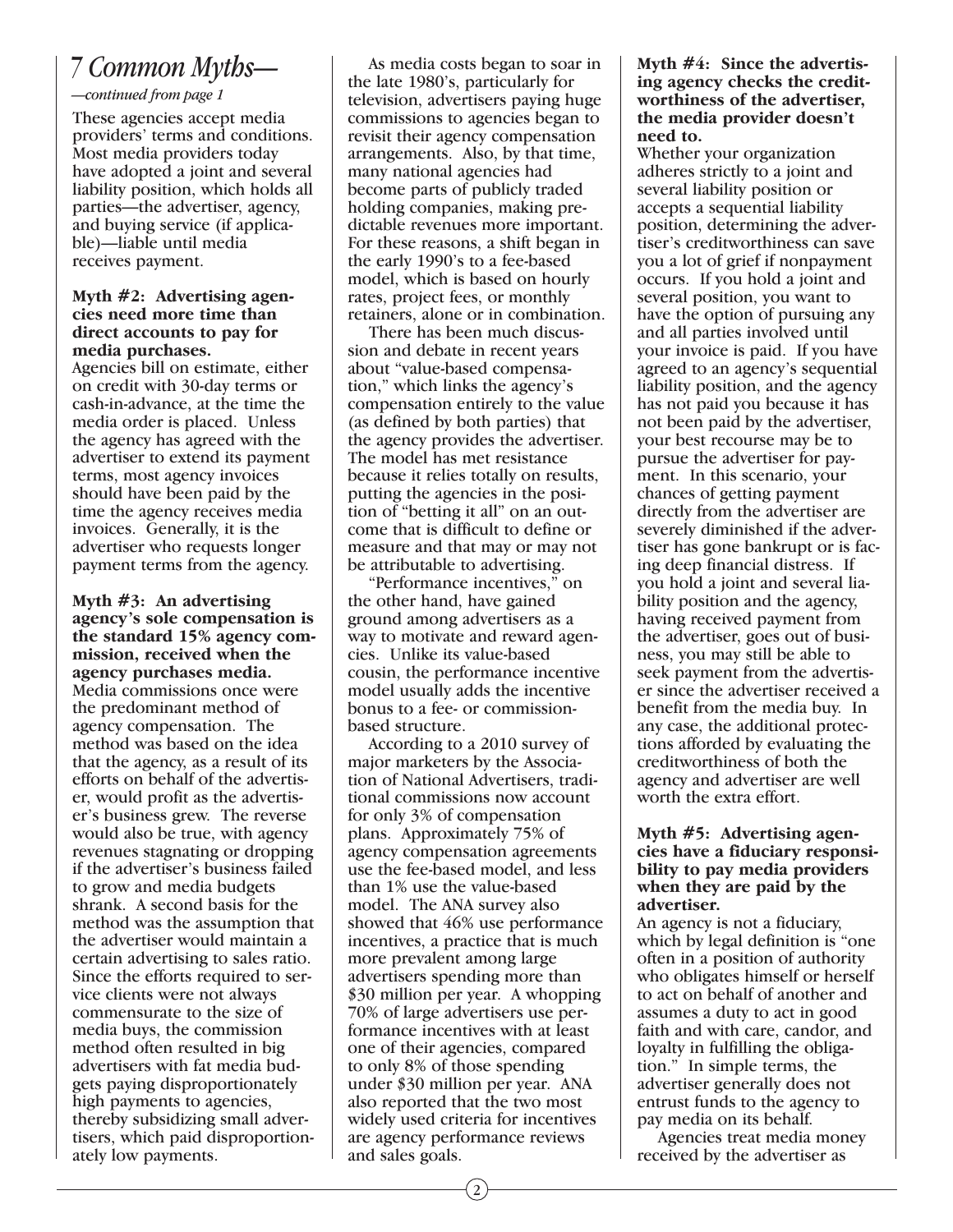## *7 Common Myths—*

*—continued from page 1*

These agencies accept media providers' terms and conditions. Most media providers today have adopted a joint and several liability position, which holds all parties—the advertiser, agency, and buying service (if applicable)—liable until media receives payment.

**Myth #2: Advertising agencies need more time than direct accounts to pay for media purchases.**

Agencies bill on estimate, either on credit with 30-day terms or cash-in-advance, at the time the media order is placed. Unless the agency has agreed with the advertiser to extend its payment terms, most agency invoices should have been paid by the time the agency receives media invoices. Generally, it is the advertiser who requests longer payment terms from the agency.

**Myth #3: An advertising agency's sole compensation is the standard 15% agency commission, received when the agency purchases media.**

Media commissions once were the predominant method of agency compensation. The method was based on the idea that the agency, as a result of its efforts on behalf of the advertiser, would profit as the advertiser's business grew. The reverse would also be true, with agency revenues stagnating or dropping if the advertiser's business failed to grow and media budgets shrank. A second basis for the method was the assumption that the advertiser would maintain a certain advertising to sales ratio. Since the efforts required to service clients were not always commensurate to the size of media buys, the commission method often resulted in big advertisers with fat media budgets paying disproportionately high payments to agencies, thereby subsidizing small advertisers, which paid disproportionately low payments.

As media costs began to soar in the late 1980's, particularly for television, advertisers paying huge commissions to agencies began to revisit their agency compensation arrangements. Also, by that time, many national agencies had become parts of publicly traded holding companies, making predictable revenues more important. For these reasons, a shift began in the early 1990's to a fee-based model, which is based on hourly rates, project fees, or monthly retainers, alone or in combination.

There has been much discussion and debate in recent years about "value-based compensation," which links the agency's compensation entirely to the value (as defined by both parties) that the agency provides the advertiser. The model has met resistance because it relies totally on results, putting the agencies in the position of "betting it all" on an outcome that is difficult to define or measure and that may or may not be attributable to advertising.

"Performance incentives," on the other hand, have gained ground among advertisers as a way to motivate and reward agencies. Unlike its value-based cousin, the performance incentive model usually adds the incentive bonus to a fee- or commission-based structure.

According to a 2010 survey of major marketers by the Association of National Advertisers, traditional commissions now account for only 3% of compensation plans. Approximately 75% of agency compensation agreements use the fee-based model, and less than 1% use the value-based model. The ANA survey also showed that 46% use performance incentives, a practice that is much more prevalent among large advertisers spending more than $30 million per year. A whopping 70% of large advertisers use performance incentives with at least one of their agencies, compared to only 8% of those spending under $30 million per year. ANA also reported that the two most widely used criteria for incentives are agency performance reviews and sales goals.

**Myth #4: Since the advertising agency checks the creditworthiness of the advertiser, the media provider doesn't need to.**

Whether your organization adheres strictly to a joint and several liability position or accepts a sequential liability position, determining the advertiser's creditworthiness can save you a lot of grief if nonpayment occurs. If you hold a joint and several position, you want to have the option of pursuing any and all parties involved until your invoice is paid. If you have agreed to an agency's sequential liability position, and the agency has not paid you because it has not been paid by the advertiser, your best recourse may be to pursue the advertiser for payment. In this scenario, your chances of getting payment directly from the advertiser are severely diminished if the advertiser has gone bankrupt or is facing deep financial distress. If you hold a joint and several liability position and the agency, having received payment from the advertiser, goes out of business, you may still be able to seek payment from the advertiser since the advertiser received a benefit from the media buy. In any case, the additional protections afforded by evaluating the creditworthiness of both the agency and advertiser are well worth the extra effort.

**Myth #5: Advertising agencies have a fiduciary responsibility to pay media providers when they are paid by the advertiser.**

An agency is not a fiduciary, which by legal definition is "one often in a position of authority who obligates himself or herself to act on behalf of another and assumes a duty to act in good faith and with care, candor, and loyalty in fulfilling the obligation." In simple terms, the advertiser generally does not entrust funds to the agency to pay media on its behalf.

Agencies treat media money received by the advertiser as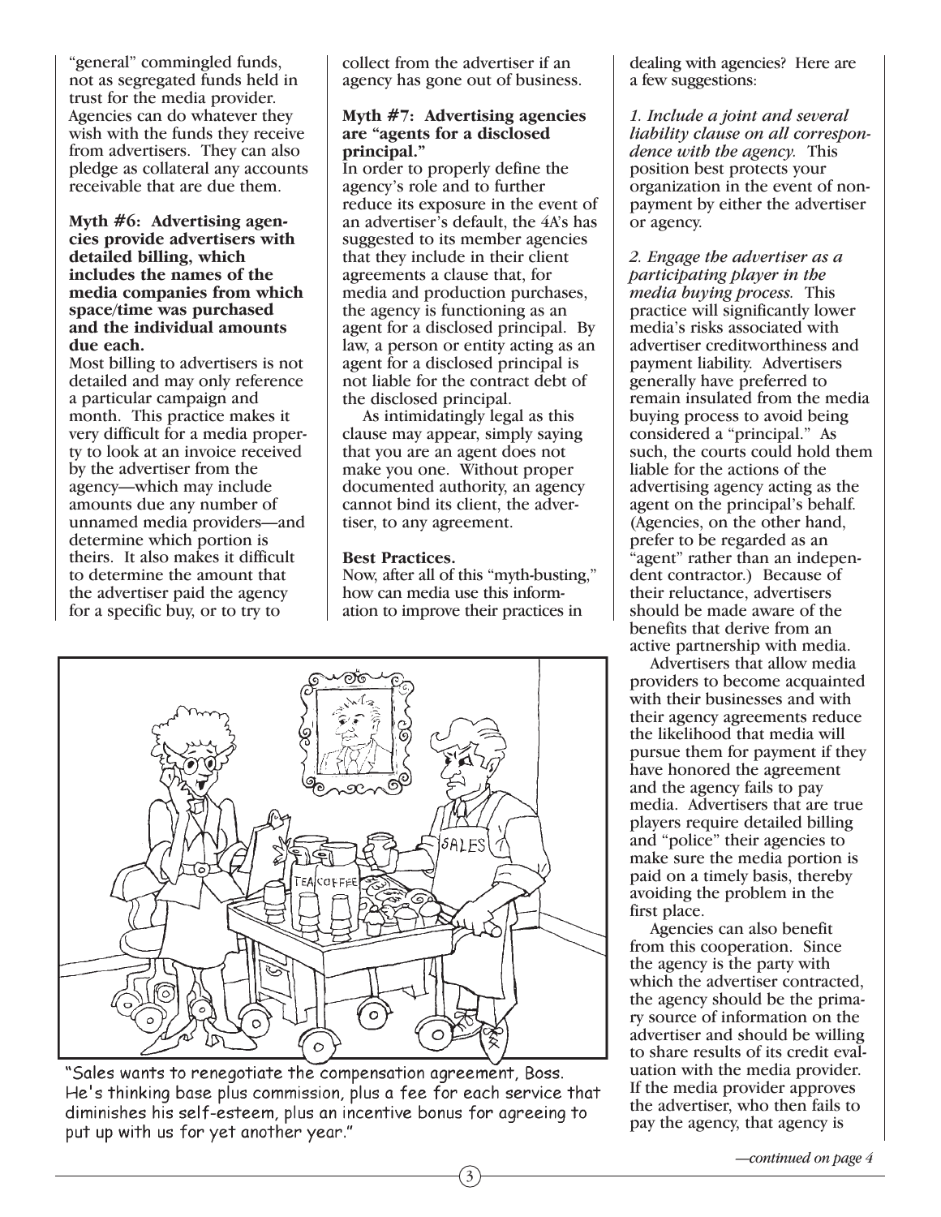"general" commingled funds, not as segregated funds held in trust for the media provider. Agencies can do whatever they wish with the funds they receive from advertisers. They can also pledge as collateral any accounts receivable that are due them.

**Myth #6: Advertising agencies provide advertisers with detailed billing, which includes the names of the media companies from which space/time was purchased and the individual amounts due each.**

Most billing to advertisers is not detailed and may only reference a particular campaign and month. This practice makes it very difficult for a media property to look at an invoice received by the advertiser from the agency—which may include amounts due any number of unnamed media providers—and determine which portion is theirs. It also makes it difficult to determine the amount that the advertiser paid the agency for a specific buy, or to try to collect from the advertiser if an agency has gone out of business.

**Myth #7: Advertising agencies are "agents for a disclosed principal."**

In order to properly define the agency's role and to further reduce its exposure in the event of an advertiser's default, the 4A's has suggested to its member agencies that they include in their client agreements a clause that, for media and production purchases, the agency is functioning as an agent for a disclosed principal. By law, a person or entity acting as an agent for a disclosed principal is not liable for the contract debt of the disclosed principal.

As intimidatingly legal as this clause may appear, simply saying that you are an agent does not make you one. Without proper documented authority, an agency cannot bind its client, the advertiser, to any agreement.

**Best Practices.**

Now, after all of this "myth-busting," how can media use this information to improve their practices in dealing with agencies? Here are a few suggestions:

*1. Include a joint and several liability clause on all correspondence with the agency.* This position best protects your organization in the event of nonpayment by either the advertiser or agency.

*2. Engage the advertiser as a participating player in the media buying process.* This practice will significantly lower media's risks associated with advertiser creditworthiness and payment liability. Advertisers generally have preferred to remain insulated from the media buying process to avoid being considered a "principal." As such, the courts could hold them liable for the actions of the advertising agency acting as the agent on the principal's behalf. (Agencies, on the other hand, prefer to be regarded as an "agent" rather than an independent contractor.) Because of their reluctance, advertisers should be made aware of the benefits that derive from an active partnership with media.

Advertisers that allow media providers to become acquainted with their businesses and with their agency agreements reduce the likelihood that media will pursue them for payment if they have honored the agreement and the agency fails to pay media. Advertisers that are true players require detailed billing and "police" their agencies to make sure the media portion is paid on a timely basis, thereby avoiding the problem in the first place.

Agencies can also benefit from this cooperation. Since the agency is the party with which the advertiser contracted, the agency should be the primary source of information on the advertiser and should be willing to share results of its credit evaluation with the media provider. If the media provider approves the advertiser, who then fails to pay the agency, that agency is

"Sales wants to renegotiate the compensation agreement, Boss. He's thinking base plus commission, plus a fee for each service that diminishes his self-esteem, plus an incentive bonus for agreeing to put up with us for yet another year."

*—continued on page 4*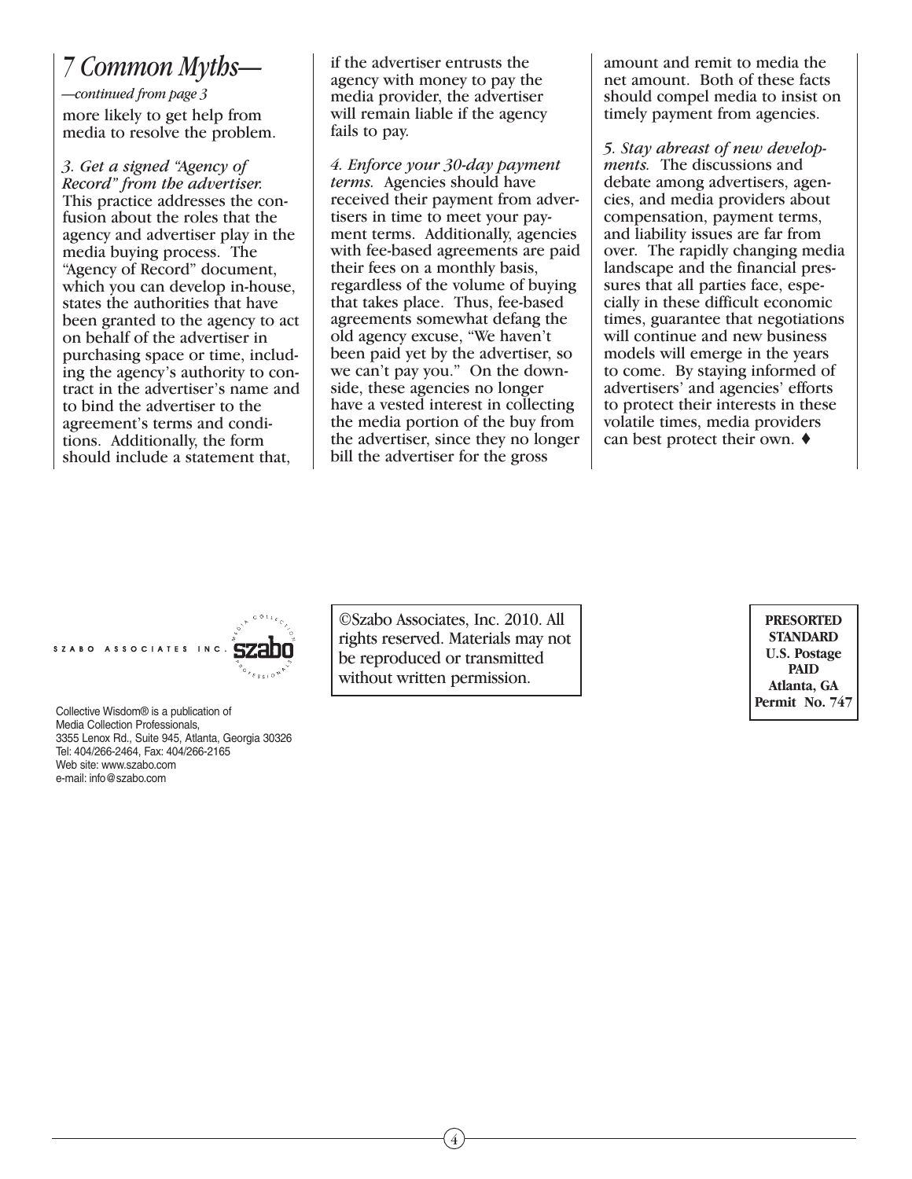# *7 Common Myths—*

*—continued from page 3*

more likely to get help from media to resolve the problem.

*3. Get a signed "Agency of Record" from the advertiser.* This practice addresses the confusion about the roles that the agency and advertiser play in the media buying process. The "Agency of Record" document, which you can develop in-house, states the authorities that have been granted to the agency to act on behalf of the advertiser in purchasing space or time, including the agency's authority to contract in the advertiser's name and to bind the advertiser to the agreement's terms and conditions. Additionally, the form should include a statement that, if the advertiser entrusts the agency with money to pay the media provider, the advertiser will remain liable if the agency fails to pay.

*4. Enforce your 30-day payment terms.* Agencies should have received their payment from advertisers in time to meet your payment terms. Additionally, agencies with fee-based agreements are paid their fees on a monthly basis, regardless of the volume of buying that takes place. Thus, fee-based agreements somewhat defang the old agency excuse, "We haven't been paid yet by the advertiser, so we can't pay you." On the downside, these agencies no longer have a vested interest in collecting the media portion of the buy from the advertiser, since they no longer bill the advertiser for the gross amount and remit to media the net amount. Both of these facts should compel media to insist on timely payment from agencies.

*5. Stay abreast of new developments.* The discussions and debate among advertisers, agencies, and media providers about compensation, payment terms, and liability issues are far from over. The rapidly changing media landscape and the financial pressures that all parties face, especially in these difficult economic times, guarantee that negotiations will continue and new business models will emerge in the years to come. By staying informed of advertisers' and agencies' efforts to protect their interests in these volatile times, media providers can best protect their own. ♦

SZABO ASSOCIATES INC. szabo MEDIA COLLECTION PROFESSIONALS

Collective Wisdom® is a publication of
Media Collection Professionals,
3355 Lenox Rd., Suite 945, Atlanta, Georgia 30326
Tel: 404/266-2464, Fax: 404/266-2165
Web site: www.szabo.com
e-mail: info@szabo.com

©Szabo Associates, Inc. 2010. All rights reserved. Materials may not be reproduced or transmitted without written permission.

**PRESORTED STANDARD U.S. Postage PAID Atlanta, GA Permit No. 747**